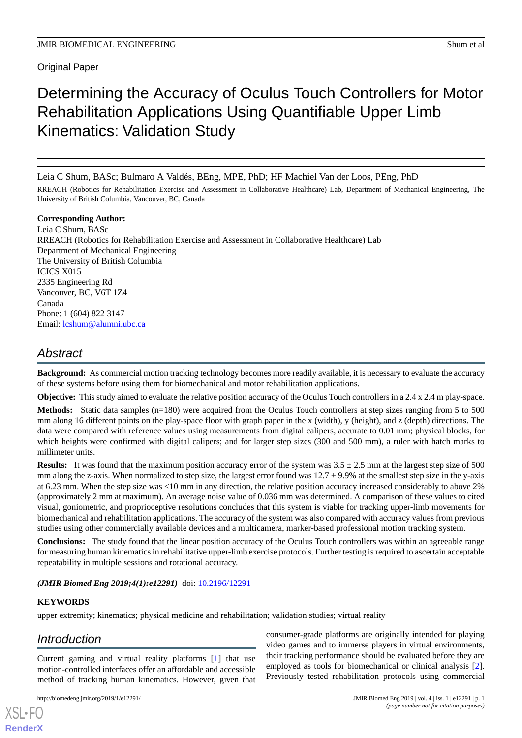Original Paper

# Determining the Accuracy of Oculus Touch Controllers for Motor Rehabilitation Applications Using Quantifiable Upper Limb Kinematics: Validation Study

Leia C Shum, BASc; Bulmaro A Valdés, BEng, MPE, PhD; HF Machiel Van der Loos, PEng, PhD

RREACH (Robotics for Rehabilitation Exercise and Assessment in Collaborative Healthcare) Lab, Department of Mechanical Engineering, The University of British Columbia, Vancouver, BC, Canada

**Corresponding Author:**
Leia C Shum, BASc
RREACH (Robotics for Rehabilitation Exercise and Assessment in Collaborative Healthcare) Lab
Department of Mechanical Engineering
The University of British Columbia
ICICS X015
2335 Engineering Rd
Vancouver, BC, V6T 1Z4
Canada
Phone: 1 (604) 822 3147
Email: lcshum@alumni.ubc.ca

## Abstract

**Background:** As commercial motion tracking technology becomes more readily available, it is necessary to evaluate the accuracy of these systems before using them for biomechanical and motor rehabilitation applications.

**Objective:** This study aimed to evaluate the relative position accuracy of the Oculus Touch controllers in a 2.4 x 2.4 m play-space.

**Methods:** Static data samples (n=180) were acquired from the Oculus Touch controllers at step sizes ranging from 5 to 500 mm along 16 different points on the play-space floor with graph paper in the x (width), y (height), and z (depth) directions. The data were compared with reference values using measurements from digital calipers, accurate to 0.01 mm; physical blocks, for which heights were confirmed with digital calipers; and for larger step sizes (300 and 500 mm), a ruler with hatch marks to millimeter units.

**Results:** It was found that the maximum position accuracy error of the system was 3.5 ± 2.5 mm at the largest step size of 500 mm along the z-axis. When normalized to step size, the largest error found was 12.7 ± 9.9% at the smallest step size in the y-axis at 6.23 mm. When the step size was <10 mm in any direction, the relative position accuracy increased considerably to above 2% (approximately 2 mm at maximum). An average noise value of 0.036 mm was determined. A comparison of these values to cited visual, goniometric, and proprioceptive resolutions concludes that this system is viable for tracking upper-limb movements for biomechanical and rehabilitation applications. The accuracy of the system was also compared with accuracy values from previous studies using other commercially available devices and a multicamera, marker-based professional motion tracking system.

**Conclusions:** The study found that the linear position accuracy of the Oculus Touch controllers was within an agreeable range for measuring human kinematics in rehabilitative upper-limb exercise protocols. Further testing is required to ascertain acceptable repeatability in multiple sessions and rotational accuracy.

***(JMIR Biomed Eng 2019;4(1):e12291)*** doi: 10.2196/12291

**KEYWORDS**

upper extremity; kinematics; physical medicine and rehabilitation; validation studies; virtual reality

## Introduction

Current gaming and virtual reality platforms [1] that use motion-controlled interfaces offer an affordable and accessible method of tracking human kinematics. However, given that consumer-grade platforms are originally intended for playing video games and to immerse players in virtual environments, their tracking performance should be evaluated before they are employed as tools for biomechanical or clinical analysis [2]. Previously tested rehabilitation protocols using commercial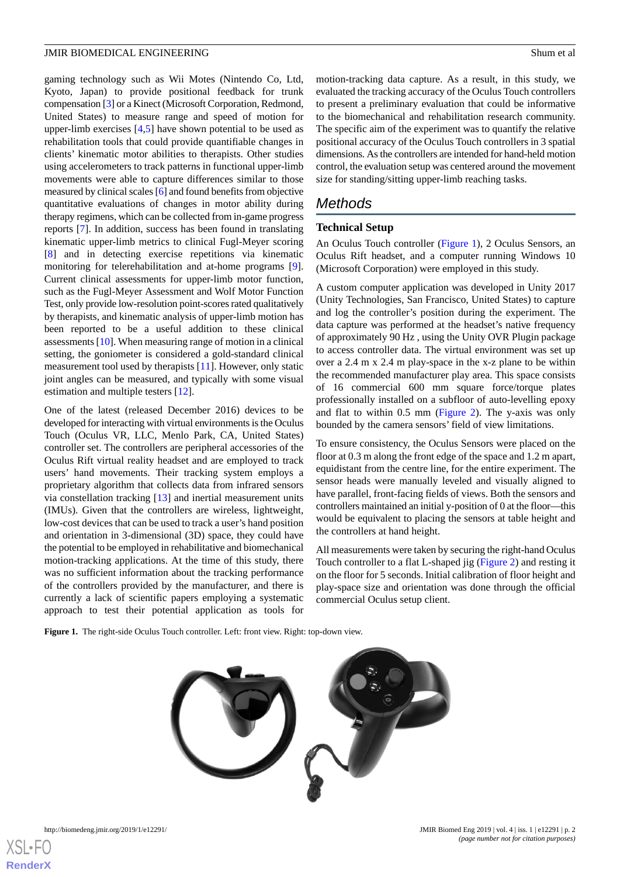gaming technology such as Wii Motes (Nintendo Co, Ltd, Kyoto, Japan) to provide positional feedback for trunk compensation [3] or a Kinect (Microsoft Corporation, Redmond, United States) to measure range and speed of motion for upper-limb exercises [4,5] have shown potential to be used as rehabilitation tools that could provide quantifiable changes in clients' kinematic motor abilities to therapists. Other studies using accelerometers to track patterns in functional upper-limb movements were able to capture differences similar to those measured by clinical scales [6] and found benefits from objective quantitative evaluations of changes in motor ability during therapy regimens, which can be collected from in-game progress reports [7]. In addition, success has been found in translating kinematic upper-limb metrics to clinical Fugl-Meyer scoring [8] and in detecting exercise repetitions via kinematic monitoring for telerehabilitation and at-home programs [9]. Current clinical assessments for upper-limb motor function, such as the Fugl-Meyer Assessment and Wolf Motor Function Test, only provide low-resolution point-scores rated qualitatively by therapists, and kinematic analysis of upper-limb motion has been reported to be a useful addition to these clinical assessments [10]. When measuring range of motion in a clinical setting, the goniometer is considered a gold-standard clinical measurement tool used by therapists [11]. However, only static joint angles can be measured, and typically with some visual estimation and multiple testers [12].

One of the latest (released December 2016) devices to be developed for interacting with virtual environments is the Oculus Touch (Oculus VR, LLC, Menlo Park, CA, United States) controller. The controllers are peripheral accessories of the Oculus Rift virtual reality headset and are employed to track users' hand movements. Their tracking system employs a proprietary algorithm that collects data from infrared sensors via constellation tracking [13] and inertial measurement units (IMUs). Given that the controllers are wireless, lightweight, low-cost devices that can be used to track a user's hand position and orientation in 3-dimensional (3D) space, they could have the potential to be employed in rehabilitative and biomechanical motion-tracking applications. At the time of this study, there was no sufficient information about the tracking performance of the controllers provided by the manufacturer, and there is currently a lack of scientific papers employing a systematic approach to test their potential application as tools for motion-tracking data capture. As a result, in this study, we evaluated the tracking accuracy of the Oculus Touch controllers to present a preliminary evaluation that could be informative to the biomechanical and rehabilitation research community. The specific aim of the experiment was to quantify the relative positional accuracy of the Oculus Touch controllers in 3 spatial dimensions. As the controllers are intended for hand-held motion control, the evaluation setup was centered around the movement size for standing/sitting upper-limb reaching tasks.

## Methods

### Technical Setup

An Oculus Touch controller (Figure 1), 2 Oculus Sensors, an Oculus Rift headset, and a computer running Windows 10 (Microsoft Corporation) were employed in this study.

A custom computer application was developed in Unity 2017 (Unity Technologies, San Francisco, United States) to capture and log the controller's position during the experiment. The data capture was performed at the headset's native frequency of approximately 90 Hz , using the Unity OVR Plugin package to access controller data. The virtual environment was set up over a 2.4 m x 2.4 m play-space in the x-z plane to be within the recommended manufacturer play area. This space consists of 16 commercial 600 mm square force/torque plates professionally installed on a subfloor of auto-levelling epoxy and flat to within 0.5 mm (Figure 2). The y-axis was only bounded by the camera sensors' field of view limitations.

To ensure consistency, the Oculus Sensors were placed on the floor at 0.3 m along the front edge of the space and 1.2 m apart, equidistant from the centre line, for the entire experiment. The sensor heads were manually leveled and visually aligned to have parallel, front-facing fields of views. Both the sensors and controllers maintained an initial y-position of 0 at the floor—this would be equivalent to placing the sensors at table height and the controllers at hand height.

All measurements were taken by securing the right-hand Oculus Touch controller to a flat L-shaped jig (Figure 2) and resting it on the floor for 5 seconds. Initial calibration of floor height and play-space size and orientation was done through the official commercial Oculus setup client.

**Figure 1.** The right-side Oculus Touch controller. Left: front view. Right: top-down view.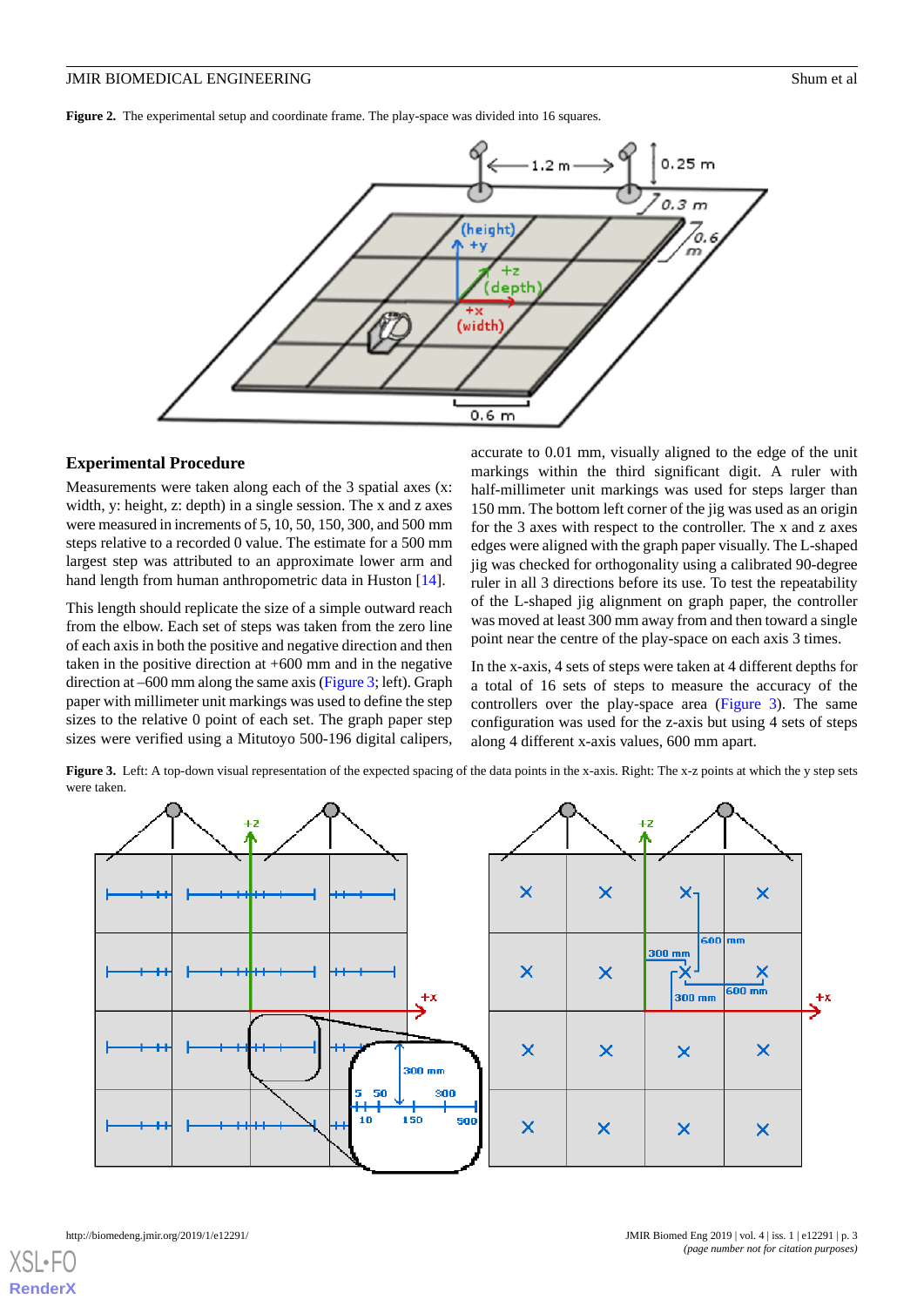**Figure 2.** The experimental setup and coordinate frame. The play-space was divided into 16 squares.

## Experimental Procedure

Measurements were taken along each of the 3 spatial axes (x: width, y: height, z: depth) in a single session. The x and z axes were measured in increments of 5, 10, 50, 150, 300, and 500 mm steps relative to a recorded 0 value. The estimate for a 500 mm largest step was attributed to an approximate lower arm and hand length from human anthropometric data in Huston [14].

This length should replicate the size of a simple outward reach from the elbow. Each set of steps was taken from the zero line of each axis in both the positive and negative direction and then taken in the positive direction at +600 mm and in the negative direction at –600 mm along the same axis (Figure 3; left). Graph paper with millimeter unit markings was used to define the step sizes to the relative 0 point of each set. The graph paper step sizes were verified using a Mitutoyo 500-196 digital calipers, accurate to 0.01 mm, visually aligned to the edge of the unit markings within the third significant digit. A ruler with half-millimeter unit markings was used for steps larger than 150 mm. The bottom left corner of the jig was used as an origin for the 3 axes with respect to the controller. The x and z axes edges were aligned with the graph paper visually. The L-shaped jig was checked for orthogonality using a calibrated 90-degree ruler in all 3 directions before its use. To test the repeatability of the L-shaped jig alignment on graph paper, the controller was moved at least 300 mm away from and then toward a single point near the centre of the play-space on each axis 3 times.

In the x-axis, 4 sets of steps were taken at 4 different depths for a total of 16 sets of steps to measure the accuracy of the controllers over the play-space area (Figure 3). The same configuration was used for the z-axis but using 4 sets of steps along 4 different x-axis values, 600 mm apart.

**Figure 3.** Left: A top-down visual representation of the expected spacing of the data points in the x-axis. Right: The x-z points at which the y step sets were taken.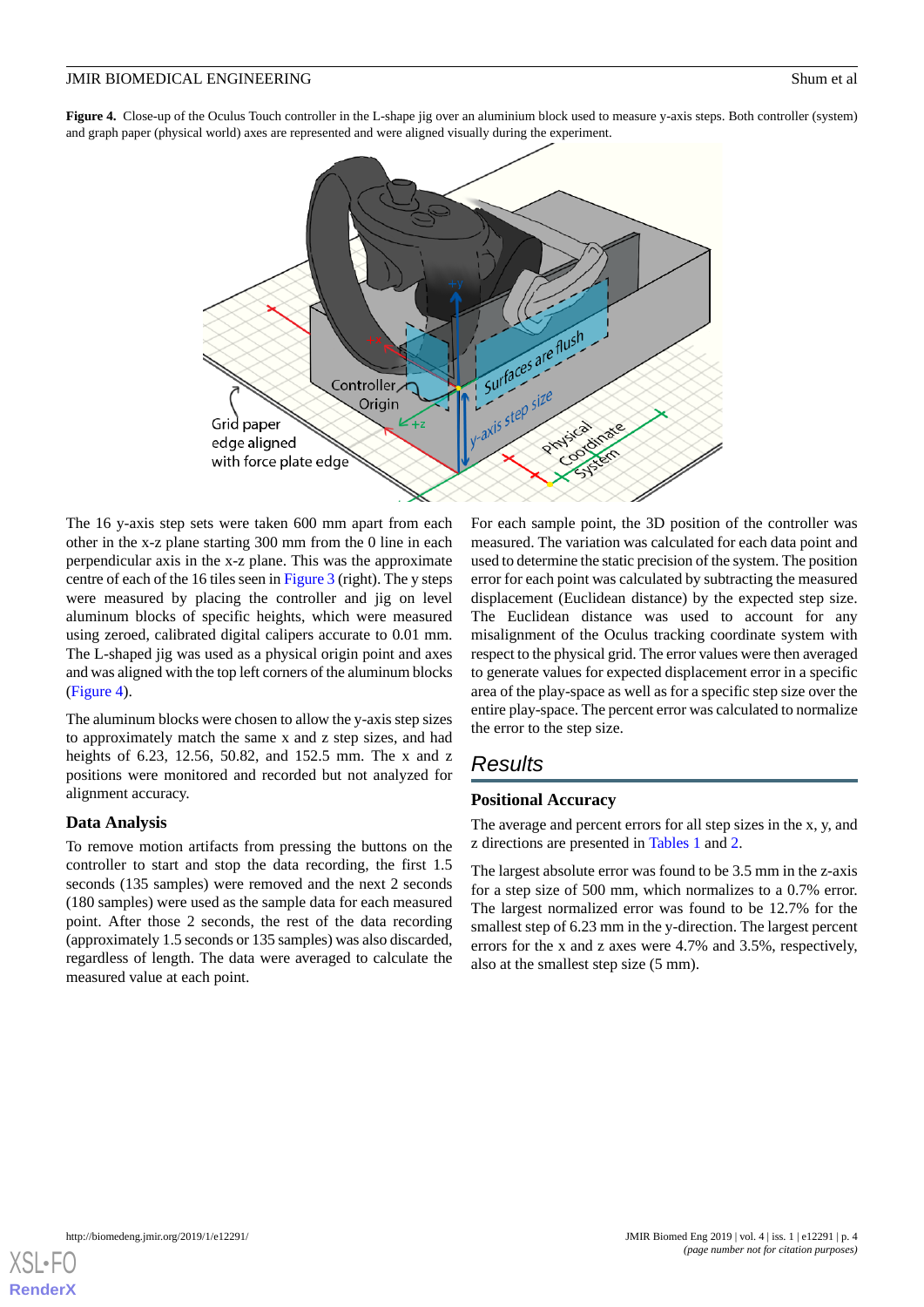**Figure 4.** Close-up of the Oculus Touch controller in the L-shape jig over an aluminium block used to measure y-axis steps. Both controller (system) and graph paper (physical world) axes are represented and were aligned visually during the experiment.

The 16 y-axis step sets were taken 600 mm apart from each other in the x-z plane starting 300 mm from the 0 line in each perpendicular axis in the x-z plane. This was the approximate centre of each of the 16 tiles seen in Figure 3 (right). The y steps were measured by placing the controller and jig on level aluminum blocks of specific heights, which were measured using zeroed, calibrated digital calipers accurate to 0.01 mm. The L-shaped jig was used as a physical origin point and axes and was aligned with the top left corners of the aluminum blocks (Figure 4).

The aluminum blocks were chosen to allow the y-axis step sizes to approximately match the same x and z step sizes, and had heights of 6.23, 12.56, 50.82, and 152.5 mm. The x and z positions were monitored and recorded but not analyzed for alignment accuracy.

### Data Analysis

To remove motion artifacts from pressing the buttons on the controller to start and stop the data recording, the first 1.5 seconds (135 samples) were removed and the next 2 seconds (180 samples) were used as the sample data for each measured point. After those 2 seconds, the rest of the data recording (approximately 1.5 seconds or 135 samples) was also discarded, regardless of length. The data were averaged to calculate the measured value at each point.

For each sample point, the 3D position of the controller was measured. The variation was calculated for each data point and used to determine the static precision of the system. The position error for each point was calculated by subtracting the measured displacement (Euclidean distance) by the expected step size. The Euclidean distance was used to account for any misalignment of the Oculus tracking coordinate system with respect to the physical grid. The error values were then averaged to generate values for expected displacement error in a specific area of the play-space as well as for a specific step size over the entire play-space. The percent error was calculated to normalize the error to the step size.

## Results

### Positional Accuracy

The average and percent errors for all step sizes in the x, y, and z directions are presented in Tables 1 and 2.

The largest absolute error was found to be 3.5 mm in the z-axis for a step size of 500 mm, which normalizes to a 0.7% error. The largest normalized error was found to be 12.7% for the smallest step of 6.23 mm in the y-direction. The largest percent errors for the x and z axes were 4.7% and 3.5%, respectively, also at the smallest step size (5 mm).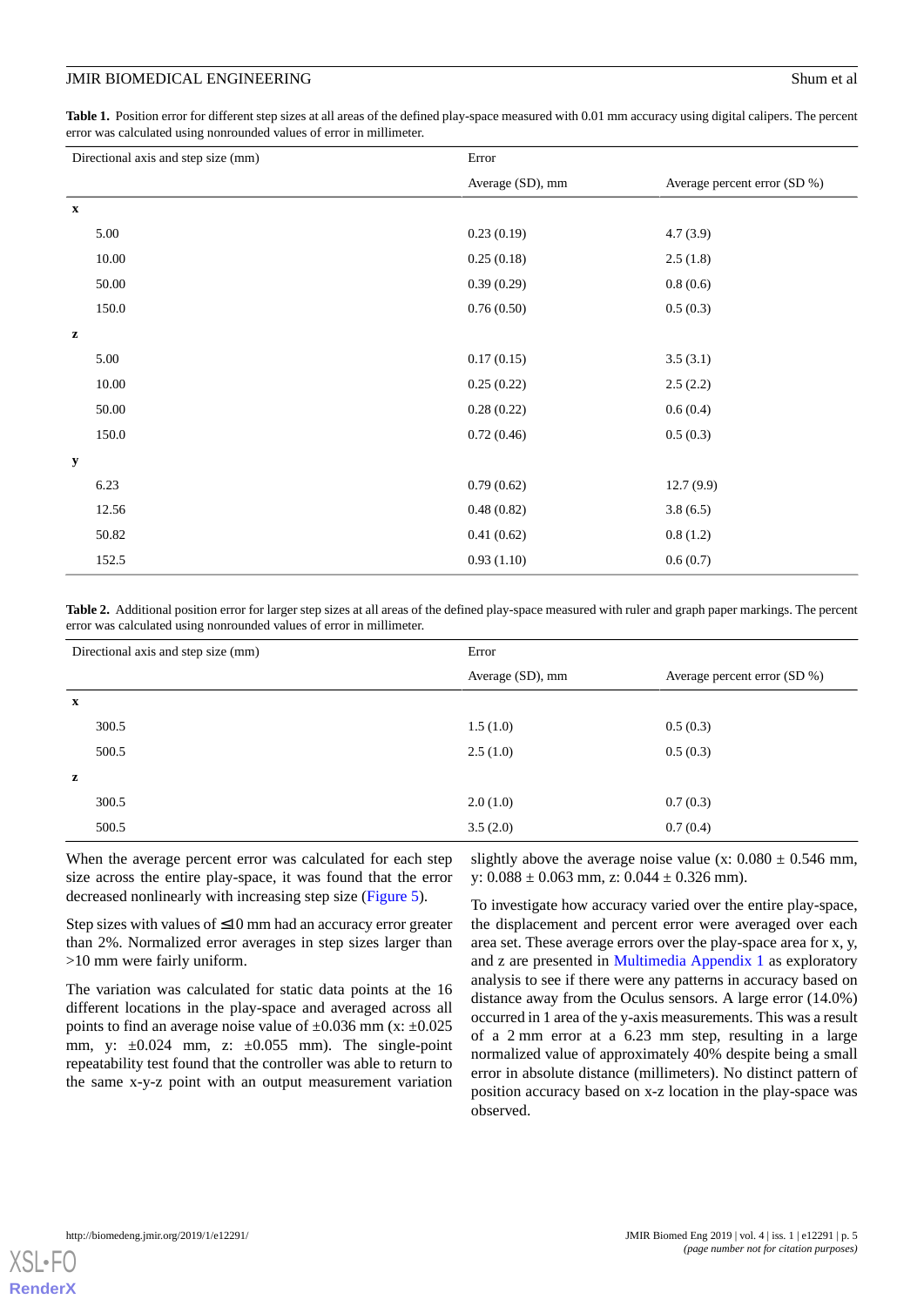**Table 1.** Position error for different step sizes at all areas of the defined play-space measured with 0.01 mm accuracy using digital calipers. The percent error was calculated using nonrounded values of error in millimeter.

| Directional axis and step size (mm) | Error | |
|---|---|---|
| | Average (SD), mm | Average percent error (SD %) |
| **x** | | |
| 5.00 | 0.23 (0.19) | 4.7 (3.9) |
| 10.00 | 0.25 (0.18) | 2.5 (1.8) |
| 50.00 | 0.39 (0.29) | 0.8 (0.6) |
| 150.0 | 0.76 (0.50) | 0.5 (0.3) |
| **z** | | |
| 5.00 | 0.17 (0.15) | 3.5 (3.1) |
| 10.00 | 0.25 (0.22) | 2.5 (2.2) |
| 50.00 | 0.28 (0.22) | 0.6 (0.4) |
| 150.0 | 0.72 (0.46) | 0.5 (0.3) |
| **y** | | |
| 6.23 | 0.79 (0.62) | 12.7 (9.9) |
| 12.56 | 0.48 (0.82) | 3.8 (6.5) |
| 50.82 | 0.41 (0.62) | 0.8 (1.2) |
| 152.5 | 0.93 (1.10) | 0.6 (0.7) |

**Table 2.** Additional position error for larger step sizes at all areas of the defined play-space measured with ruler and graph paper markings. The percent error was calculated using nonrounded values of error in millimeter.

| Directional axis and step size (mm) | Error | |
|---|---|---|
| | Average (SD), mm | Average percent error (SD %) |
| **x** | | |
| 300.5 | 1.5 (1.0) | 0.5 (0.3) |
| 500.5 | 2.5 (1.0) | 0.5 (0.3) |
| **z** | | |
| 300.5 | 2.0 (1.0) | 0.7 (0.3) |
| 500.5 | 3.5 (2.0) | 0.7 (0.4) |

When the average percent error was calculated for each step size across the entire play-space, it was found that the error decreased nonlinearly with increasing step size (Figure 5).

Step sizes with values of ≤10 mm had an accuracy error greater than 2%. Normalized error averages in step sizes larger than >10 mm were fairly uniform.

The variation was calculated for static data points at the 16 different locations in the play-space and averaged across all points to find an average noise value of ±0.036 mm (x: ±0.025 mm, y: ±0.024 mm, z: ±0.055 mm). The single-point repeatability test found that the controller was able to return to the same x-y-z point with an output measurement variation slightly above the average noise value (x: 0.080 ± 0.546 mm, y: 0.088 ± 0.063 mm, z: 0.044 ± 0.326 mm).

To investigate how accuracy varied over the entire play-space, the displacement and percent error were averaged over each area set. These average errors over the play-space area for x, y, and z are presented in Multimedia Appendix 1 as exploratory analysis to see if there were any patterns in accuracy based on distance away from the Oculus sensors. A large error (14.0%) occurred in 1 area of the y-axis measurements. This was a result of a 2 mm error at a 6.23 mm step, resulting in a large normalized value of approximately 40% despite being a small error in absolute distance (millimeters). No distinct pattern of position accuracy based on x-z location in the play-space was observed.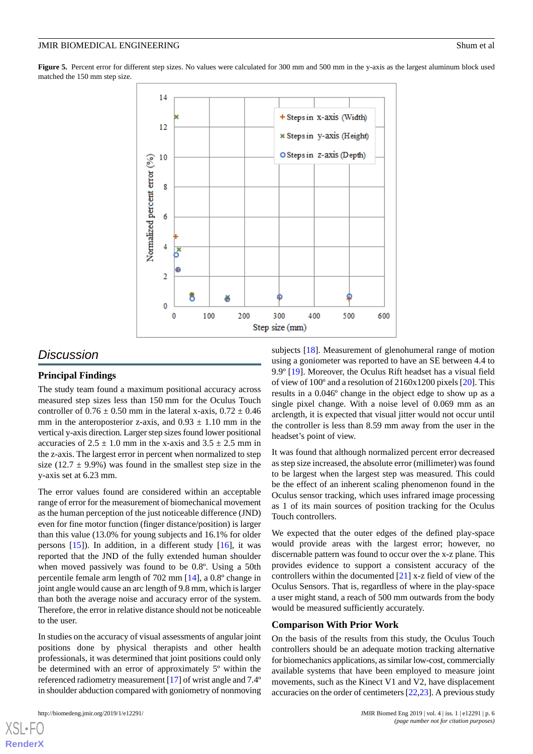**Figure 5.** Percent error for different step sizes. No values were calculated for 300 mm and 500 mm in the y-axis as the largest aluminum block used matched the 150 mm step size.

## Discussion

### Principal Findings

The study team found a maximum positional accuracy across measured step sizes less than 150 mm for the Oculus Touch controller of 0.76 ± 0.50 mm in the lateral x-axis, 0.72 ± 0.46 mm in the anteroposterior z-axis, and 0.93 ± 1.10 mm in the vertical y-axis direction. Larger step sizes found lower positional accuracies of 2.5 ± 1.0 mm in the x-axis and 3.5 ± 2.5 mm in the z-axis. The largest error in percent when normalized to step size (12.7 ± 9.9%) was found in the smallest step size in the y-axis set at 6.23 mm.

The error values found are considered within an acceptable range of error for the measurement of biomechanical movement as the human perception of the just noticeable difference (JND) even for fine motor function (finger distance/position) is larger than this value (13.0% for young subjects and 16.1% for older persons [15]). In addition, in a different study [16], it was reported that the JND of the fully extended human shoulder when moved passively was found to be 0.8º. Using a 50th percentile female arm length of 702 mm [14], a 0.8º change in joint angle would cause an arc length of 9.8 mm, which is larger than both the average noise and accuracy error of the system. Therefore, the error in relative distance should not be noticeable to the user.

In studies on the accuracy of visual assessments of angular joint positions done by physical therapists and other health professionals, it was determined that joint positions could only be determined with an error of approximately 5º within the referenced radiometry measurement [17] of wrist angle and 7.4º in shoulder abduction compared with goniometry of nonmoving subjects [18]. Measurement of glenohumeral range of motion using a goniometer was reported to have an SE between 4.4 to 9.9º [19]. Moreover, the Oculus Rift headset has a visual field of view of 100º and a resolution of 2160x1200 pixels [20]. This results in a 0.046º change in the object edge to show up as a single pixel change. With a noise level of 0.069 mm as an arclength, it is expected that visual jitter would not occur until the controller is less than 8.59 mm away from the user in the headset's point of view.

It was found that although normalized percent error decreased as step size increased, the absolute error (millimeter) was found to be largest when the largest step was measured. This could be the effect of an inherent scaling phenomenon found in the Oculus sensor tracking, which uses infrared image processing as 1 of its main sources of position tracking for the Oculus Touch controllers.

We expected that the outer edges of the defined play-space would provide areas with the largest error; however, no discernable pattern was found to occur over the x-z plane. This provides evidence to support a consistent accuracy of the controllers within the documented [21] x-z field of view of the Oculus Sensors. That is, regardless of where in the play-space a user might stand, a reach of 500 mm outwards from the body would be measured sufficiently accurately.

### Comparison With Prior Work

On the basis of the results from this study, the Oculus Touch controllers should be an adequate motion tracking alternative for biomechanics applications, as similar low-cost, commercially available systems that have been employed to measure joint movements, such as the Kinect V1 and V2, have displacement accuracies on the order of centimeters [22,23]. A previous study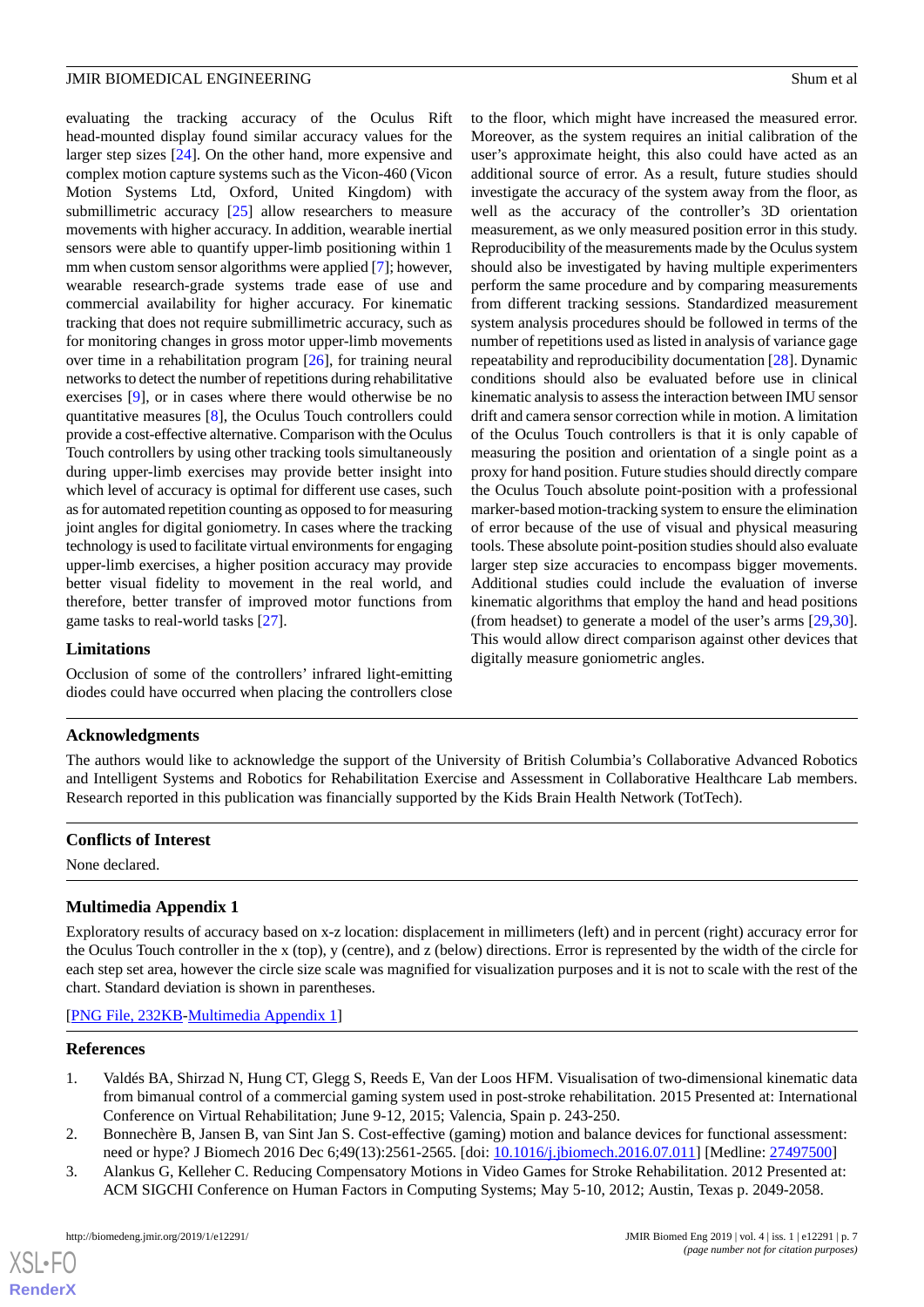evaluating the tracking accuracy of the Oculus Rift head-mounted display found similar accuracy values for the larger step sizes [24]. On the other hand, more expensive and complex motion capture systems such as the Vicon-460 (Vicon Motion Systems Ltd, Oxford, United Kingdom) with submillimetric accuracy [25] allow researchers to measure movements with higher accuracy. In addition, wearable inertial sensors were able to quantify upper-limb positioning within 1 mm when custom sensor algorithms were applied [7]; however, wearable research-grade systems trade ease of use and commercial availability for higher accuracy. For kinematic tracking that does not require submillimetric accuracy, such as for monitoring changes in gross motor upper-limb movements over time in a rehabilitation program [26], for training neural networks to detect the number of repetitions during rehabilitative exercises [9], or in cases where there would otherwise be no quantitative measures [8], the Oculus Touch controllers could provide a cost-effective alternative. Comparison with the Oculus Touch controllers by using other tracking tools simultaneously during upper-limb exercises may provide better insight into which level of accuracy is optimal for different use cases, such as for automated repetition counting as opposed to for measuring joint angles for digital goniometry. In cases where the tracking technology is used to facilitate virtual environments for engaging upper-limb exercises, a higher position accuracy may provide better visual fidelity to movement in the real world, and therefore, better transfer of improved motor functions from game tasks to real-world tasks [27].

### Limitations

Occlusion of some of the controllers' infrared light-emitting diodes could have occurred when placing the controllers close to the floor, which might have increased the measured error. Moreover, as the system requires an initial calibration of the user's approximate height, this also could have acted as an additional source of error. As a result, future studies should investigate the accuracy of the system away from the floor, as well as the accuracy of the controller's 3D orientation measurement, as we only measured position error in this study. Reproducibility of the measurements made by the Oculus system should also be investigated by having multiple experimenters perform the same procedure and by comparing measurements from different tracking sessions. Standardized measurement system analysis procedures should be followed in terms of the number of repetitions used as listed in analysis of variance gage repeatability and reproducibility documentation [28]. Dynamic conditions should also be evaluated before use in clinical kinematic analysis to assess the interaction between IMU sensor drift and camera sensor correction while in motion. A limitation of the Oculus Touch controllers is that it is only capable of measuring the position and orientation of a single point as a proxy for hand position. Future studies should directly compare the Oculus Touch absolute point-position with a professional marker-based motion-tracking system to ensure the elimination of error because of the use of visual and physical measuring tools. These absolute point-position studies should also evaluate larger step size accuracies to encompass bigger movements. Additional studies could include the evaluation of inverse kinematic algorithms that employ the hand and head positions (from headset) to generate a model of the user's arms [29,30]. This would allow direct comparison against other devices that digitally measure goniometric angles.

## Acknowledgments

The authors would like to acknowledge the support of the University of British Columbia's Collaborative Advanced Robotics and Intelligent Systems and Robotics for Rehabilitation Exercise and Assessment in Collaborative Healthcare Lab members. Research reported in this publication was financially supported by the Kids Brain Health Network (TotTech).

## Conflicts of Interest

None declared.

## Multimedia Appendix 1

Exploratory results of accuracy based on x-z location: displacement in millimeters (left) and in percent (right) accuracy error for the Oculus Touch controller in the x (top), y (centre), and z (below) directions. Error is represented by the width of the circle for each step set area, however the circle size scale was magnified for visualization purposes and it is not to scale with the rest of the chart. Standard deviation is shown in parentheses.

[PNG File, 232KB-Multimedia Appendix 1]

## References

1. Valdés BA, Shirzad N, Hung CT, Glegg S, Reeds E, Van der Loos HFM. Visualisation of two-dimensional kinematic data from bimanual control of a commercial gaming system used in post-stroke rehabilitation. 2015 Presented at: International Conference on Virtual Rehabilitation; June 9-12, 2015; Valencia, Spain p. 243-250.
2. Bonnechère B, Jansen B, van Sint Jan S. Cost-effective (gaming) motion and balance devices for functional assessment: need or hype? J Biomech 2016 Dec 6;49(13):2561-2565. [doi: 10.1016/j.jbiomech.2016.07.011] [Medline: 27497500]
3. Alankus G, Kelleher C. Reducing Compensatory Motions in Video Games for Stroke Rehabilitation. 2012 Presented at: ACM SIGCHI Conference on Human Factors in Computing Systems; May 5-10, 2012; Austin, Texas p. 2049-2058.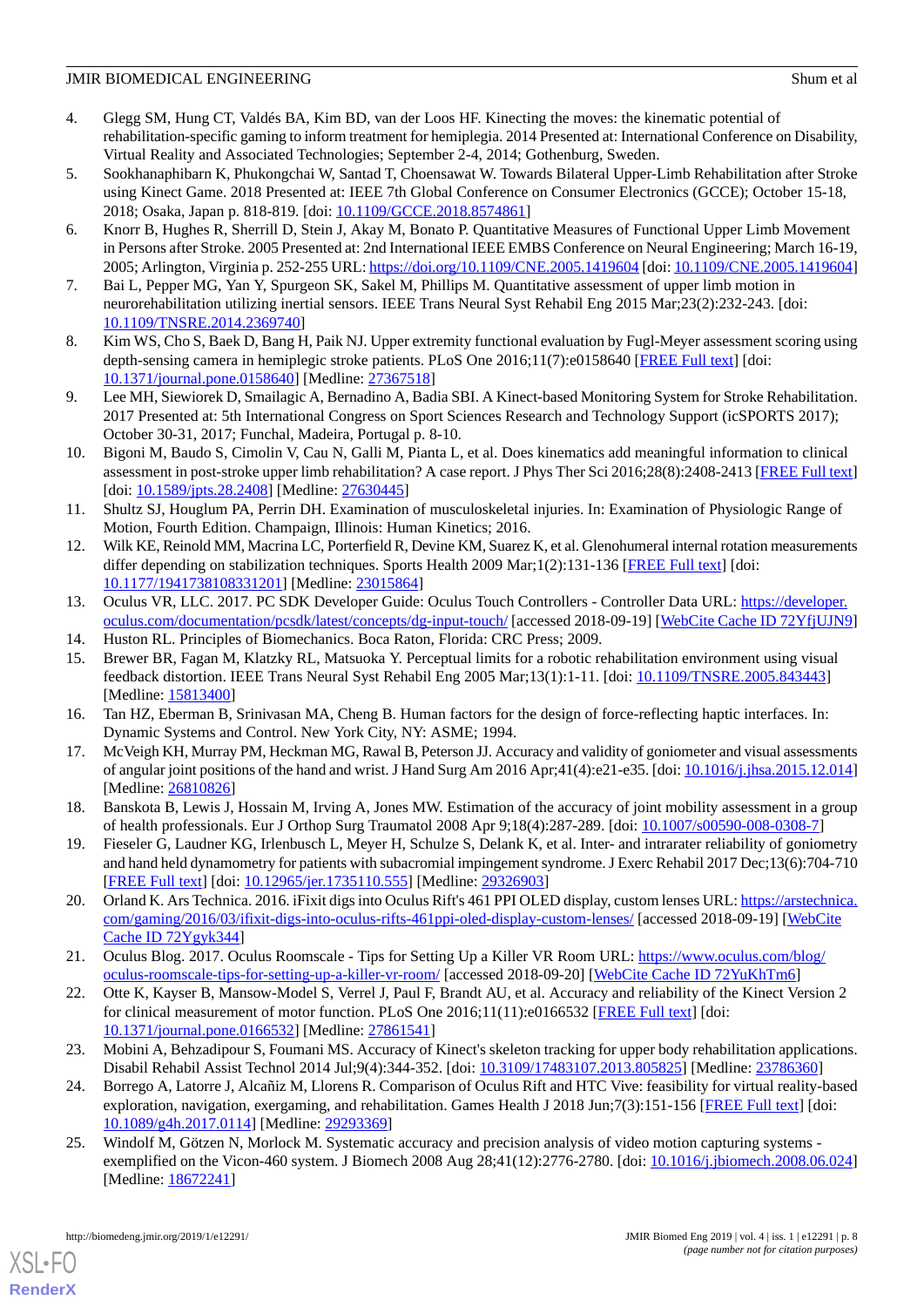4. Glegg SM, Hung CT, Valdés BA, Kim BD, van der Loos HF. Kinecting the moves: the kinematic potential of rehabilitation-specific gaming to inform treatment for hemiplegia. 2014 Presented at: International Conference on Disability, Virtual Reality and Associated Technologies; September 2-4, 2014; Gothenburg, Sweden.
5. Sookhanaphibarn K, Phukongchai W, Santad T, Choensawat W. Towards Bilateral Upper-Limb Rehabilitation after Stroke using Kinect Game. 2018 Presented at: IEEE 7th Global Conference on Consumer Electronics (GCCE); October 15-18, 2018; Osaka, Japan p. 818-819. [doi: 10.1109/GCCE.2018.8574861]
6. Knorr B, Hughes R, Sherrill D, Stein J, Akay M, Bonato P. Quantitative Measures of Functional Upper Limb Movement in Persons after Stroke. 2005 Presented at: 2nd International IEEE EMBS Conference on Neural Engineering; March 16-19, 2005; Arlington, Virginia p. 252-255 URL: https://doi.org/10.1109/CNE.2005.1419604 [doi: 10.1109/CNE.2005.1419604]
7. Bai L, Pepper MG, Yan Y, Spurgeon SK, Sakel M, Phillips M. Quantitative assessment of upper limb motion in neurorehabilitation utilizing inertial sensors. IEEE Trans Neural Syst Rehabil Eng 2015 Mar;23(2):232-243. [doi: 10.1109/TNSRE.2014.2369740]
8. Kim WS, Cho S, Baek D, Bang H, Paik NJ. Upper extremity functional evaluation by Fugl-Meyer assessment scoring using depth-sensing camera in hemiplegic stroke patients. PLoS One 2016;11(7):e0158640 [FREE Full text] [doi: 10.1371/journal.pone.0158640] [Medline: 27367518]
9. Lee MH, Siewiorek D, Smailagic A, Bernadino A, Badia SBI. A Kinect-based Monitoring System for Stroke Rehabilitation. 2017 Presented at: 5th International Congress on Sport Sciences Research and Technology Support (icSPORTS 2017); October 30-31, 2017; Funchal, Madeira, Portugal p. 8-10.
10. Bigoni M, Baudo S, Cimolin V, Cau N, Galli M, Pianta L, et al. Does kinematics add meaningful information to clinical assessment in post-stroke upper limb rehabilitation? A case report. J Phys Ther Sci 2016;28(8):2408-2413 [FREE Full text] [doi: 10.1589/jpts.28.2408] [Medline: 27630445]
11. Shultz SJ, Houglum PA, Perrin DH. Examination of musculoskeletal injuries. In: Examination of Physiologic Range of Motion, Fourth Edition. Champaign, Illinois: Human Kinetics; 2016.
12. Wilk KE, Reinold MM, Macrina LC, Porterfield R, Devine KM, Suarez K, et al. Glenohumeral internal rotation measurements differ depending on stabilization techniques. Sports Health 2009 Mar;1(2):131-136 [FREE Full text] [doi: 10.1177/1941738108331201] [Medline: 23015864]
13. Oculus VR, LLC. 2017. PC SDK Developer Guide: Oculus Touch Controllers - Controller Data URL: https://developer.oculus.com/documentation/pcsdk/latest/concepts/dg-input-touch/ [accessed 2018-09-19] [WebCite Cache ID 72YfjUJN9]
14. Huston RL. Principles of Biomechanics. Boca Raton, Florida: CRC Press; 2009.
15. Brewer BR, Fagan M, Klatzky RL, Matsuoka Y. Perceptual limits for a robotic rehabilitation environment using visual feedback distortion. IEEE Trans Neural Syst Rehabil Eng 2005 Mar;13(1):1-11. [doi: 10.1109/TNSRE.2005.843443] [Medline: 15813400]
16. Tan HZ, Eberman B, Srinivasan MA, Cheng B. Human factors for the design of force-reflecting haptic interfaces. In: Dynamic Systems and Control. New York City, NY: ASME; 1994.
17. McVeigh KH, Murray PM, Heckman MG, Rawal B, Peterson JJ. Accuracy and validity of goniometer and visual assessments of angular joint positions of the hand and wrist. J Hand Surg Am 2016 Apr;41(4):e21-e35. [doi: 10.1016/j.jhsa.2015.12.014] [Medline: 26810826]
18. Banskota B, Lewis J, Hossain M, Irving A, Jones MW. Estimation of the accuracy of joint mobility assessment in a group of health professionals. Eur J Orthop Surg Traumatol 2008 Apr 9;18(4):287-289. [doi: 10.1007/s00590-008-0308-7]
19. Fieseler G, Laudner KG, Irlenbusch L, Meyer H, Schulze S, Delank K, et al. Inter- and intrarater reliability of goniometry and hand held dynamometry for patients with subacromial impingement syndrome. J Exerc Rehabil 2017 Dec;13(6):704-710 [FREE Full text] [doi: 10.12965/jer.1735110.555] [Medline: 29326903]
20. Orland K. Ars Technica. 2016. iFixit digs into Oculus Rift's 461 PPI OLED display, custom lenses URL: https://arstechnica.com/gaming/2016/03/ifixit-digs-into-oculus-rifts-461ppi-oled-display-custom-lenses/ [accessed 2018-09-19] [WebCite Cache ID 72Ygyk344]
21. Oculus Blog. 2017. Oculus Roomscale - Tips for Setting Up a Killer VR Room URL: https://www.oculus.com/blog/oculus-roomscale-tips-for-setting-up-a-killer-vr-room/ [accessed 2018-09-20] [WebCite Cache ID 72YuKhTm6]
22. Otte K, Kayser B, Mansow-Model S, Verrel J, Paul F, Brandt AU, et al. Accuracy and reliability of the Kinect Version 2 for clinical measurement of motor function. PLoS One 2016;11(11):e0166532 [FREE Full text] [doi: 10.1371/journal.pone.0166532] [Medline: 27861541]
23. Mobini A, Behzadipour S, Foumani MS. Accuracy of Kinect's skeleton tracking for upper body rehabilitation applications. Disabil Rehabil Assist Technol 2014 Jul;9(4):344-352. [doi: 10.3109/17483107.2013.805825] [Medline: 23786360]
24. Borrego A, Latorre J, Alcañiz M, Llorens R. Comparison of Oculus Rift and HTC Vive: feasibility for virtual reality-based exploration, navigation, exergaming, and rehabilitation. Games Health J 2018 Jun;7(3):151-156 [FREE Full text] [doi: 10.1089/g4h.2017.0114] [Medline: 29293369]
25. Windolf M, Götzen N, Morlock M. Systematic accuracy and precision analysis of video motion capturing systems - exemplified on the Vicon-460 system. J Biomech 2008 Aug 28;41(12):2776-2780. [doi: 10.1016/j.jbiomech.2008.06.024] [Medline: 18672241]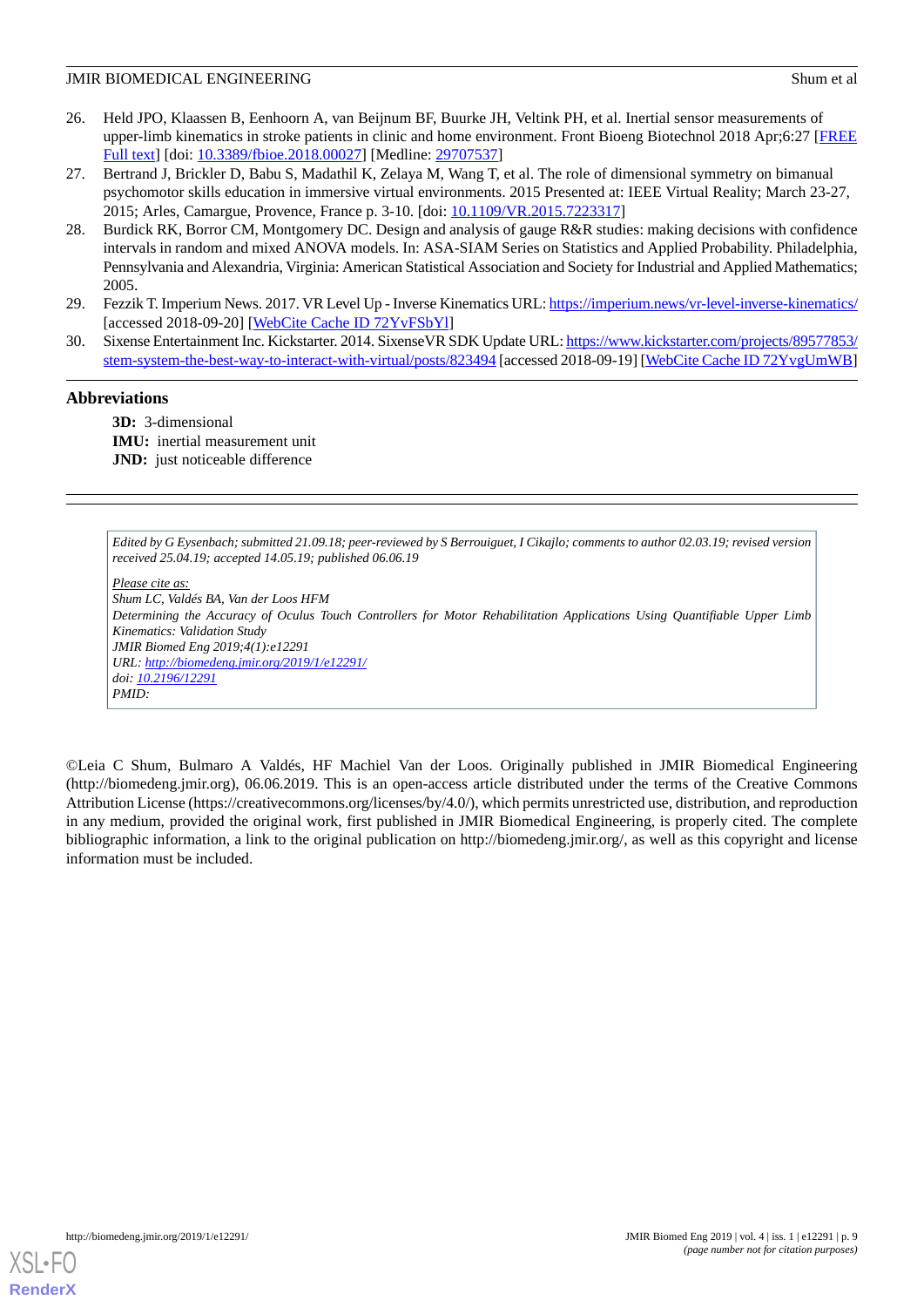26. Held JPO, Klaassen B, Eenhoorn A, van Beijnum BF, Buurke JH, Veltink PH, et al. Inertial sensor measurements of upper-limb kinematics in stroke patients in clinic and home environment. Front Bioeng Biotechnol 2018 Apr;6:27 [FREE Full text] [doi: 10.3389/fbioe.2018.00027] [Medline: 29707537]
27. Bertrand J, Brickler D, Babu S, Madathil K, Zelaya M, Wang T, et al. The role of dimensional symmetry on bimanual psychomotor skills education in immersive virtual environments. 2015 Presented at: IEEE Virtual Reality; March 23-27, 2015; Arles, Camargue, Provence, France p. 3-10. [doi: 10.1109/VR.2015.7223317]
28. Burdick RK, Borror CM, Montgomery DC. Design and analysis of gauge R&R studies: making decisions with confidence intervals in random and mixed ANOVA models. In: ASA-SIAM Series on Statistics and Applied Probability. Philadelphia, Pennsylvania and Alexandria, Virginia: American Statistical Association and Society for Industrial and Applied Mathematics; 2005.
29. Fezzik T. Imperium News. 2017. VR Level Up - Inverse Kinematics URL: https://imperium.news/vr-level-inverse-kinematics/ [accessed 2018-09-20] [WebCite Cache ID 72YvFSbYl]
30. Sixense Entertainment Inc. Kickstarter. 2014. SixenseVR SDK Update URL: https://www.kickstarter.com/projects/89577853/stem-system-the-best-way-to-interact-with-virtual/posts/823494 [accessed 2018-09-19] [WebCite Cache ID 72YvgUmWB]

## Abbreviations

**3D:** 3-dimensional
**IMU:** inertial measurement unit
**JND:** just noticeable difference

*Edited by G Eysenbach; submitted 21.09.18; peer-reviewed by S Berrouiguet, I Cikajlo; comments to author 02.03.19; revised version received 25.04.19; accepted 14.05.19; published 06.06.19*

*Please cite as:*
*Shum LC, Valdés BA, Van der Loos HFM*
*Determining the Accuracy of Oculus Touch Controllers for Motor Rehabilitation Applications Using Quantifiable Upper Limb Kinematics: Validation Study*
*JMIR Biomed Eng 2019;4(1):e12291*
*URL: http://biomedeng.jmir.org/2019/1/e12291/*
*doi: 10.2196/12291*
*PMID:*

©Leia C Shum, Bulmaro A Valdés, HF Machiel Van der Loos. Originally published in JMIR Biomedical Engineering (http://biomedeng.jmir.org), 06.06.2019. This is an open-access article distributed under the terms of the Creative Commons Attribution License (https://creativecommons.org/licenses/by/4.0/), which permits unrestricted use, distribution, and reproduction in any medium, provided the original work, first published in JMIR Biomedical Engineering, is properly cited. The complete bibliographic information, a link to the original publication on http://biomedeng.jmir.org/, as well as this copyright and license information must be included.